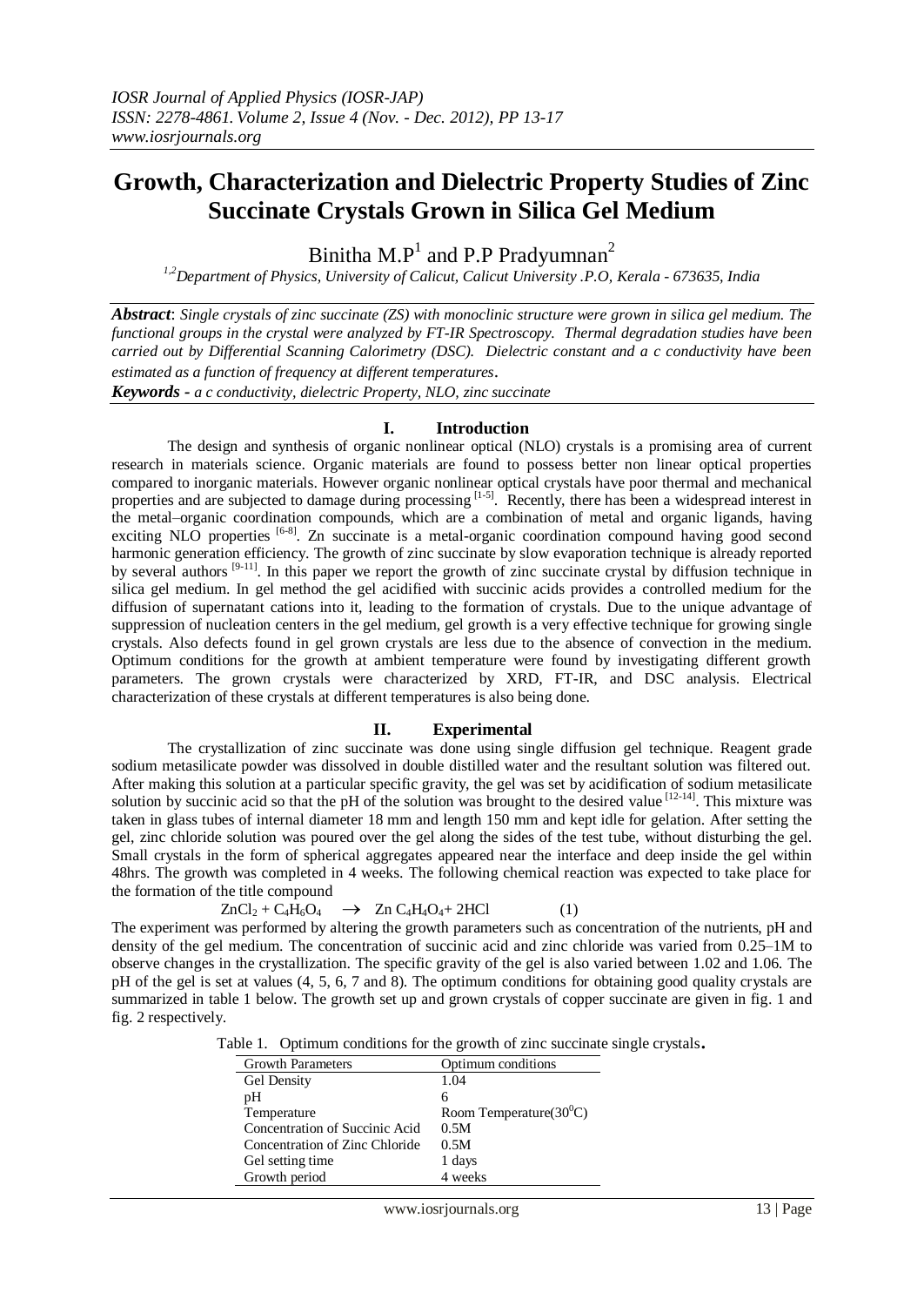*IOSR Journal of Applied Physics (IOSR-JAP)*
*ISSN: 2278-4861. Volume 2, Issue 4 (Nov. - Dec. 2012), PP 13-17*
*www.iosrjournals.org*

# Growth, Characterization and Dielectric Property Studies of Zinc Succinate Crystals Grown in Silica Gel Medium

Binitha M.P[1] and P.P Pradyumnan[2]

[1,2]*Department of Physics, University of Calicut, Calicut University .P.O, Kerala - 673635, India*

***Abstract***: *Single crystals of zinc succinate (ZS) with monoclinic structure were grown in silica gel medium. The functional groups in the crystal were analyzed by FT-IR Spectroscopy. Thermal degradation studies have been carried out by Differential Scanning Calorimetry (DSC). Dielectric constant and a c conductivity have been estimated as a function of frequency at different temperatures.*

***Keywords** - a c conductivity, dielectric Property, NLO, zinc succinate*

## I. Introduction

The design and synthesis of organic nonlinear optical (NLO) crystals is a promising area of current research in materials science. Organic materials are found to possess better non linear optical properties compared to inorganic materials. However organic nonlinear optical crystals have poor thermal and mechanical properties and are subjected to damage during processing [1-5]. Recently, there has been a widespread interest in the metal–organic coordination compounds, which are a combination of metal and organic ligands, having exciting NLO properties [6-8]. Zn succinate is a metal-organic coordination compound having good second harmonic generation efficiency. The growth of zinc succinate by slow evaporation technique is already reported by several authors [9-11]. In this paper we report the growth of zinc succinate crystal by diffusion technique in silica gel medium. In gel method the gel acidified with succinic acids provides a controlled medium for the diffusion of supernatant cations into it, leading to the formation of crystals. Due to the unique advantage of suppression of nucleation centers in the gel medium, gel growth is a very effective technique for growing single crystals. Also defects found in gel grown crystals are less due to the absence of convection in the medium. Optimum conditions for the growth at ambient temperature were found by investigating different growth parameters. The grown crystals were characterized by XRD, FT-IR, and DSC analysis. Electrical characterization of these crystals at different temperatures is also being done.

## II. Experimental

The crystallization of zinc succinate was done using single diffusion gel technique. Reagent grade sodium metasilicate powder was dissolved in double distilled water and the resultant solution was filtered out. After making this solution at a particular specific gravity, the gel was set by acidification of sodium metasilicate solution by succinic acid so that the pH of the solution was brought to the desired value [12-14]. This mixture was taken in glass tubes of internal diameter 18 mm and length 150 mm and kept idle for gelation. After setting the gel, zinc chloride solution was poured over the gel along the sides of the test tube, without disturbing the gel. Small crystals in the form of spherical aggregates appeared near the interface and deep inside the gel within 48hrs. The growth was completed in 4 weeks. The following chemical reaction was expected to take place for the formation of the title compound

$$ZnCl_2 + C_4H_6O_4 \rightarrow Zn\,C_4H_4O_4 + 2HCl \qquad (1)$$

The experiment was performed by altering the growth parameters such as concentration of the nutrients, pH and density of the gel medium. The concentration of succinic acid and zinc chloride was varied from 0.25–1M to observe changes in the crystallization. The specific gravity of the gel is also varied between 1.02 and 1.06. The pH of the gel is set at values (4, 5, 6, 7 and 8). The optimum conditions for obtaining good quality crystals are summarized in table 1 below. The growth set up and grown crystals of copper succinate are given in fig. 1 and fig. 2 respectively.

Table 1. Optimum conditions for the growth of zinc succinate single crystals.

| Growth Parameters | Optimum conditions |
|---|---|
| Gel Density | 1.04 |
| pH | 6 |
| Temperature | Room Temperature($30^0$C) |
| Concentration of Succinic Acid | 0.5M |
| Concentration of Zinc Chloride | 0.5M |
| Gel setting time | 1 days |
| Growth period | 4 weeks |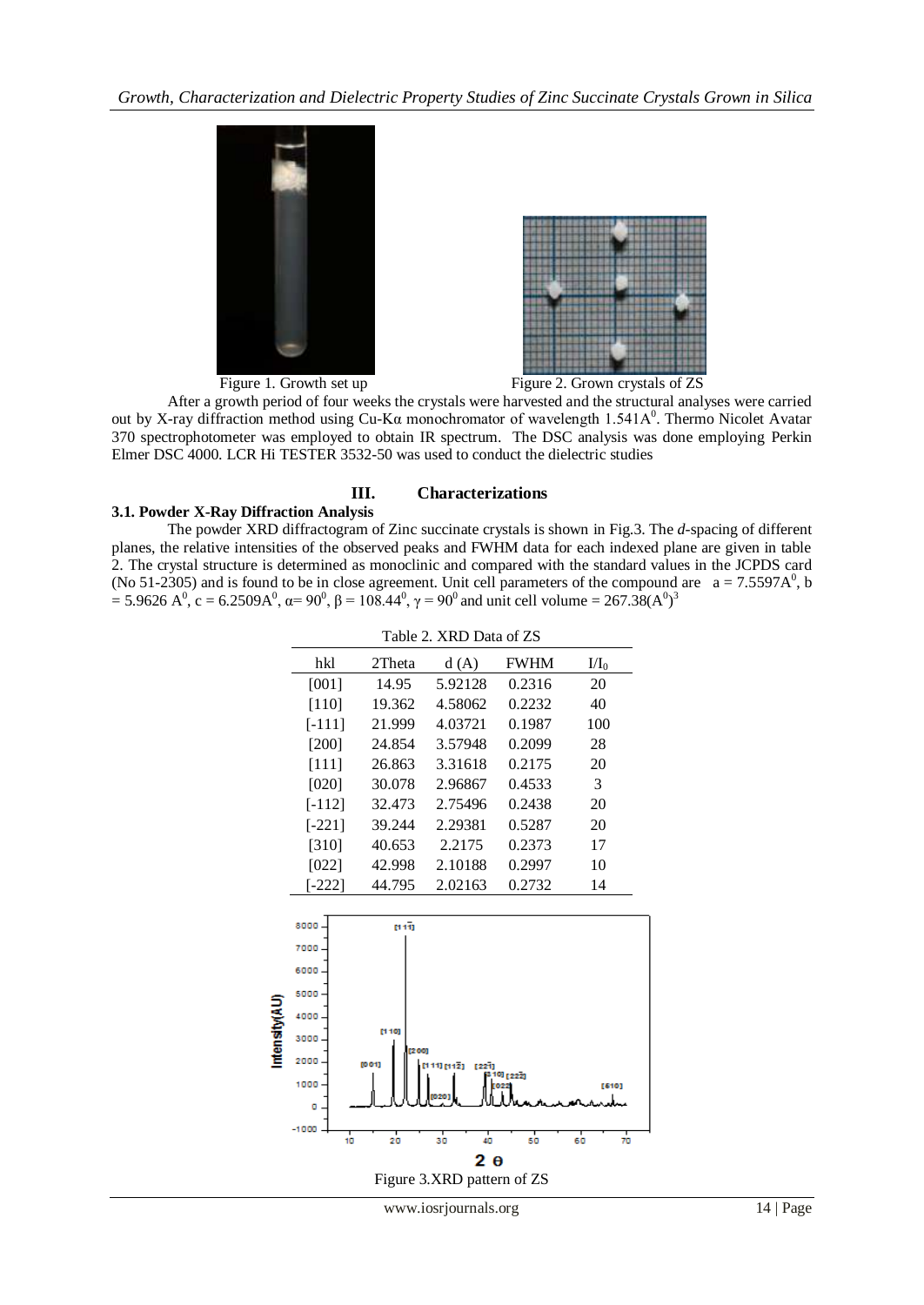Figure 1. Growth set up

Figure 2. Grown crystals of ZS

After a growth period of four weeks the crystals were harvested and the structural analyses were carried out by X-ray diffraction method using Cu-Kα monochromator of wavelength $1.541A^0$. Thermo Nicolet Avatar 370 spectrophotometer was employed to obtain IR spectrum. The DSC analysis was done employing Perkin Elmer DSC 4000. LCR Hi TESTER 3532-50 was used to conduct the dielectric studies

## III. Characterizations

### 3.1. Powder X-Ray Diffraction Analysis

The powder XRD diffractogram of Zinc succinate crystals is shown in Fig.3. The *d*-spacing of different planes, the relative intensities of the observed peaks and FWHM data for each indexed plane are given in table 2. The crystal structure is determined as monoclinic and compared with the standard values in the JCPDS card (No 51-2305) and is found to be in close agreement. Unit cell parameters of the compound are $a = 7.5597A^0$, $b = 5.9626\ A^0$, $c = 6.2509A^0$, $\alpha = 90^0$, $\beta = 108.44^0$, $\gamma = 90^0$ and unit cell volume = $267.38(A^0)^3$

Table 2. XRD Data of ZS

| hkl | 2Theta | d (A) | FWHM | $I/I_0$ |
|---|---|---|---|---|
| [001] | 14.95 | 5.92128 | 0.2316 | 20 |
| [110] | 19.362 | 4.58062 | 0.2232 | 40 |
| [-111] | 21.999 | 4.03721 | 0.1987 | 100 |
| [200] | 24.854 | 3.57948 | 0.2099 | 28 |
| [111] | 26.863 | 3.31618 | 0.2175 | 20 |
| [020] | 30.078 | 2.96867 | 0.4533 | 3 |
| [-112] | 32.473 | 2.75496 | 0.2438 | 20 |
| [-221] | 39.244 | 2.29381 | 0.5287 | 20 |
| [310] | 40.653 | 2.2175 | 0.2373 | 17 |
| [022] | 42.998 | 2.10188 | 0.2997 | 10 |
| [-222] | 44.795 | 2.02163 | 0.2732 | 14 |

Figure 3.XRD pattern of ZS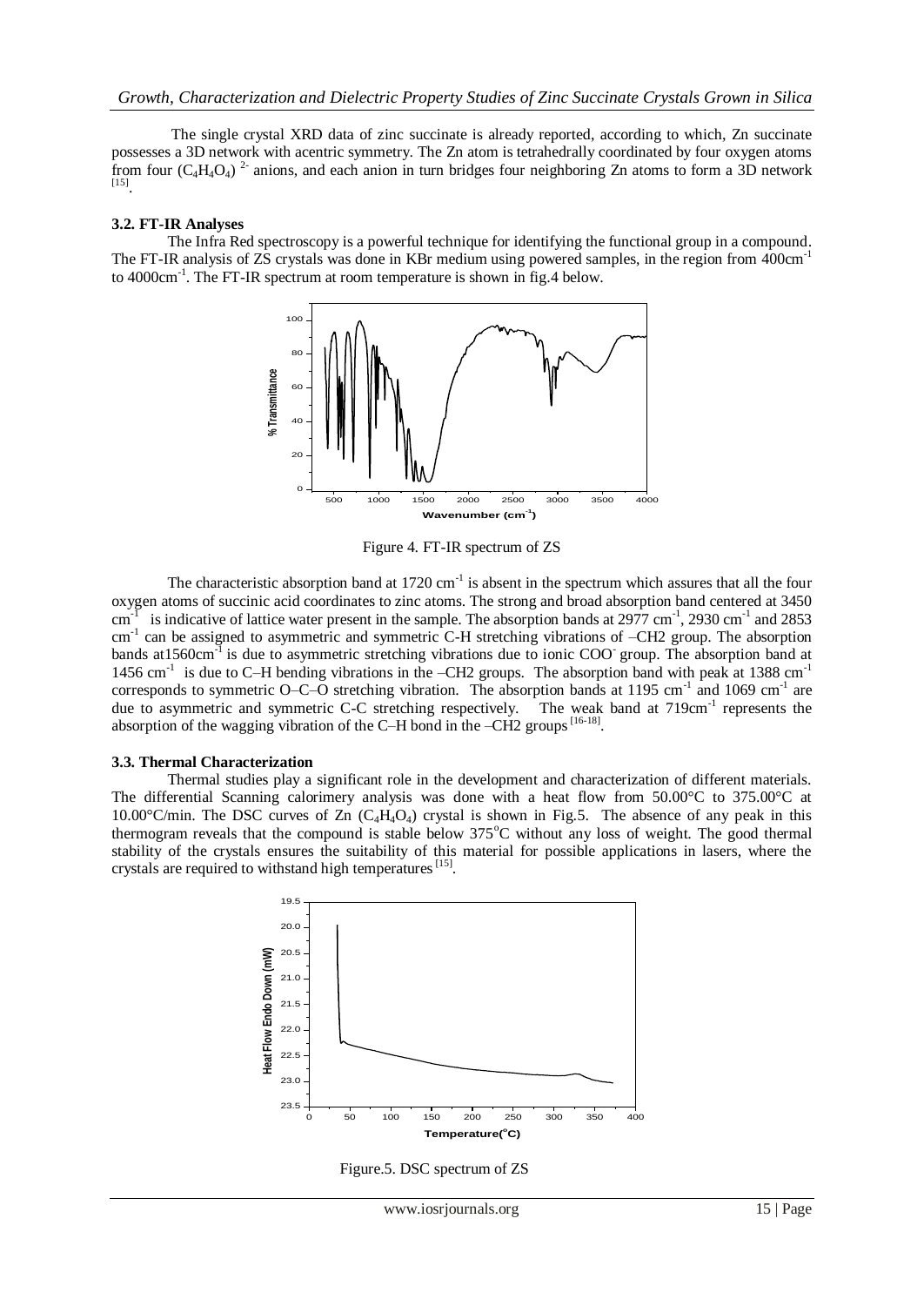The single crystal XRD data of zinc succinate is already reported, according to which, Zn succinate possesses a 3D network with acentric symmetry. The Zn atom is tetrahedrally coordinated by four oxygen atoms from four $(C_4H_4O_4)^{2-}$ anions, and each anion in turn bridges four neighboring Zn atoms to form a 3D network [15].

### 3.2. FT-IR Analyses

The Infra Red spectroscopy is a powerful technique for identifying the functional group in a compound. The FT-IR analysis of ZS crystals was done in KBr medium using powered samples, in the region from 400cm$^{-1}$ to 4000cm$^{-1}$. The FT-IR spectrum at room temperature is shown in fig.4 below.

Figure 4. FT-IR spectrum of ZS

The characteristic absorption band at 1720 cm$^{-1}$ is absent in the spectrum which assures that all the four oxygen atoms of succinic acid coordinates to zinc atoms. The strong and broad absorption band centered at 3450 cm$^{-1}$ is indicative of lattice water present in the sample. The absorption bands at 2977 cm$^{-1}$, 2930 cm$^{-1}$ and 2853 cm$^{-1}$ can be assigned to asymmetric and symmetric C-H stretching vibrations of $-CH_2$ group. The absorption bands at1560cm$^{-1}$ is due to asymmetric stretching vibrations due to ionic $COO^-$ group. The absorption band at 1456 cm$^{-1}$ is due to C–H bending vibrations in the $-CH_2$ groups. The absorption band with peak at 1388 cm$^{-1}$ corresponds to symmetric O–C–O stretching vibration. The absorption bands at 1195 cm$^{-1}$ and 1069 cm$^{-1}$ are due to asymmetric and symmetric C-C stretching respectively. The weak band at 719cm$^{-1}$ represents the absorption of the wagging vibration of the C–H bond in the $-CH_2$ groups [16-18].

### 3.3. Thermal Characterization

Thermal studies play a significant role in the development and characterization of different materials. The differential Scanning calorimery analysis was done with a heat flow from 50.00°C to 375.00°C at 10.00°C/min. The DSC curves of Zn $(C_4H_4O_4)$ crystal is shown in Fig.5. The absence of any peak in this thermogram reveals that the compound is stable below 375°C without any loss of weight. The good thermal stability of the crystals ensures the suitability of this material for possible applications in lasers, where the crystals are required to withstand high temperatures [15].

Figure.5. DSC spectrum of ZS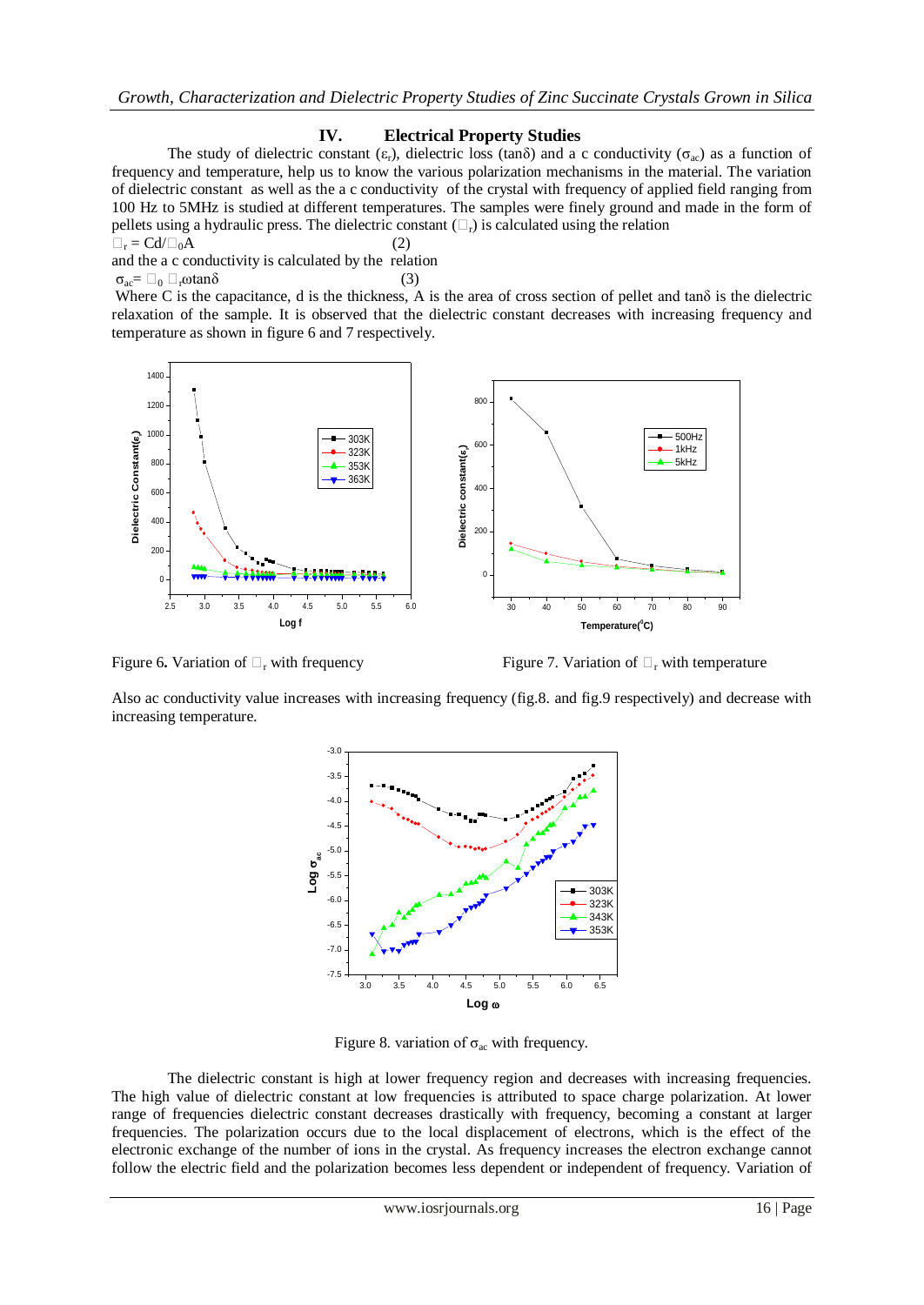## IV. Electrical Property Studies

The study of dielectric constant ($\varepsilon_r$), dielectric loss (tanδ) and a c conductivity ($\sigma_{ac}$) as a function of frequency and temperature, help us to know the various polarization mechanisms in the material. The variation of dielectric constant as well as the a c conductivity of the crystal with frequency of applied field ranging from 100 Hz to 5MHz is studied at different temperatures. The samples were finely ground and made in the form of pellets using a hydraulic press. The dielectric constant ($\varepsilon_r$) is calculated using the relation

$$\varepsilon_r = Cd/\varepsilon_0 A \quad (2)$$

and the a c conductivity is calculated by the relation

$$\sigma_{ac} = \varepsilon_0 \varepsilon_r \omega \tan\delta \quad (3)$$

Where C is the capacitance, d is the thickness, A is the area of cross section of pellet and tanδ is the dielectric relaxation of the sample. It is observed that the dielectric constant decreases with increasing frequency and temperature as shown in figure 6 and 7 respectively.

Figure 6. Variation of $\varepsilon_r$ with frequency

Figure 7. Variation of $\varepsilon_r$ with temperature

Also ac conductivity value increases with increasing frequency (fig.8. and fig.9 respectively) and decrease with increasing temperature.

Figure 8. variation of $\sigma_{ac}$ with frequency.

The dielectric constant is high at lower frequency region and decreases with increasing frequencies. The high value of dielectric constant at low frequencies is attributed to space charge polarization. At lower range of frequencies dielectric constant decreases drastically with frequency, becoming a constant at larger frequencies. The polarization occurs due to the local displacement of electrons, which is the effect of the electronic exchange of the number of ions in the crystal. As frequency increases the electron exchange cannot follow the electric field and the polarization becomes less dependent or independent of frequency. Variation of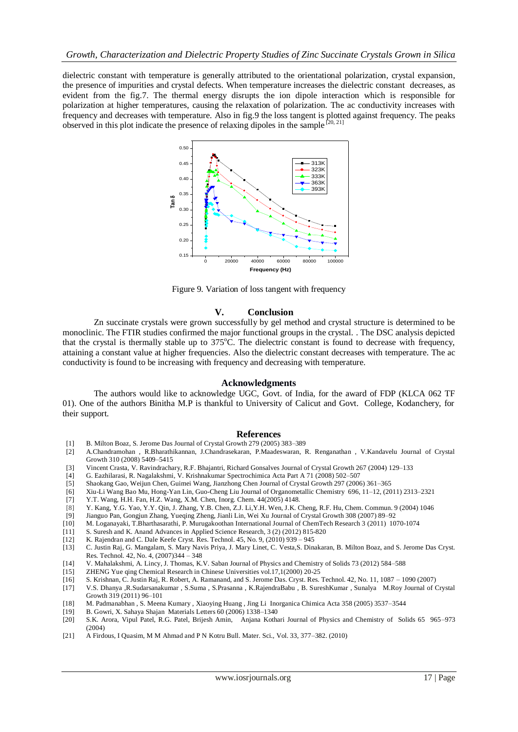dielectric constant with temperature is generally attributed to the orientational polarization, crystal expansion, the presence of impurities and crystal defects. When temperature increases the dielectric constant decreases, as evident from the fig.7. The thermal energy disrupts the ion dipole interaction which is responsible for polarization at higher temperatures, causing the relaxation of polarization. The ac conductivity increases with frequency and decreases with temperature. Also in fig.9 the loss tangent is plotted against frequency. The peaks observed in this plot indicate the presence of relaxing dipoles in the sample [20, 21]

Tan δ

Frequency (Hz)

0.50
0.45
0.40
0.35
0.30
0.25
0.20
0.15

0
20000
40000
60000
80000
100000

313K
323K
333K
363K
393K

Figure 9. Variation of loss tangent with frequency

## V. Conclusion

Zn succinate crystals were grown successfully by gel method and crystal structure is determined to be monoclinic. The FTIR studies confirmed the major functional groups in the crystal. . The DSC analysis depicted that the crystal is thermally stable up to 375°C. The dielectric constant is found to decrease with frequency, attaining a constant value at higher frequencies. Also the dielectric constant decreases with temperature. The ac conductivity is found to be increasing with frequency and decreasing with temperature.

## Acknowledgments

The authors would like to acknowledge UGC, Govt. of India, for the award of FDP (KLCA 062 TF 01). One of the authors Binitha M.P is thankful to University of Calicut and Govt. College, Kodanchery, for their support.

## References

[1] B. Milton Boaz, S. Jerome Das Journal of Crystal Growth 279 (2005) 383–389
[2] A.Chandramohan , R.Bharathikannan, J.Chandrasekaran, P.Maadeswaran, R. Renganathan , V.Kandavelu Journal of Crystal Growth 310 (2008) 5409–5415
[3] Vincent Crasta, V. Ravindrachary, R.F. Bhajantri, Richard Gonsalves Journal of Crystal Growth 267 (2004) 129–133
[4] G. Eazhilarasi, R. Nagalakshmi, V. Krishnakumar Spectrochimica Acta Part A 71 (2008) 502–507
[5] Shaokang Gao, Weijun Chen, Guimei Wang, Jianzhong Chen Journal of Crystal Growth 297 (2006) 361–365
[6] Xiu-Li Wang Bao Mu, Hong-Yan Lin, Guo-Cheng Liu Journal of Organometallic Chemistry 696, 11–12, (2011) 2313–2321
[7] Y.T. Wang, H.H. Fan, H.Z. Wang, X.M. Chen, Inorg. Chem. 44(2005) 4148.
[8] Y. Kang, Y.G. Yao, Y.Y. Qin, J. Zhang, Y.B. Chen, Z.J. Li,Y.H. Wen, J.K. Cheng, R.F. Hu, Chem. Commun. 9 (2004) 1046
[9] Jianguo Pan, Gongjun Zhang, Yueqing Zheng, Jianli Lin, Wei Xu Journal of Crystal Growth 308 (2007) 89–92
[10] M. Loganayaki, T.Bharthasarathi, P. Murugakoothan International Journal of ChemTech Research 3 (2011) 1070-1074
[11] S. Suresh and K. Anand Advances in Applied Science Research, 3 (2) (2012) 815-820
[12] K. Rajendran and C. Dale Keefe Cryst. Res. Technol. 45, No. 9, (2010) 939 – 945
[13] C. Justin Raj, G. Mangalam, S. Mary Navis Priya, J. Mary Linet, C. Vesta,S. Dinakaran, B. Milton Boaz, and S. Jerome Das Cryst. Res. Technol. 42, No. 4, (2007)344 – 348
[14] V. Mahalakshmi, A. Lincy, J. Thomas, K.V. Saban Journal of Physics and Chemistry of Solids 73 (2012) 584–588
[15] ZHENG Yue qing Chemical Research in Chinese Universities vol.17,1(2000) 20-25
[16] S. Krishnan, C. Justin Raj, R. Robert, A. Ramanand, and S. Jerome Das. Cryst. Res. Technol. 42, No. 11, 1087 – 1090 (2007)
[17] V.S. Dhanya ,R.Sudarsanakumar , S.Suma , S.Prasanna , K.RajendraBabu , B. SureshKumar , Sunalya M.Roy Journal of Crystal Growth 319 (2011) 96–101
[18] M. Padmanabhan , S. Meena Kumary , Xiaoying Huang , Jing Li Inorganica Chimica Acta 358 (2005) 3537–3544
[19] B. Gowri, X. Sahaya Shajan Materials Letters 60 (2006) 1338–1340
[20] S.K. Arora, Vipul Patel, R.G. Patel, Brijesh Amin, Anjana Kothari Journal of Physics and Chemistry of Solids 65 965–973 (2004)
[21] A Firdous, I Quasim, M M Ahmad and P N Kotru Bull. Mater. Sci., Vol. 33, 377–382. (2010)